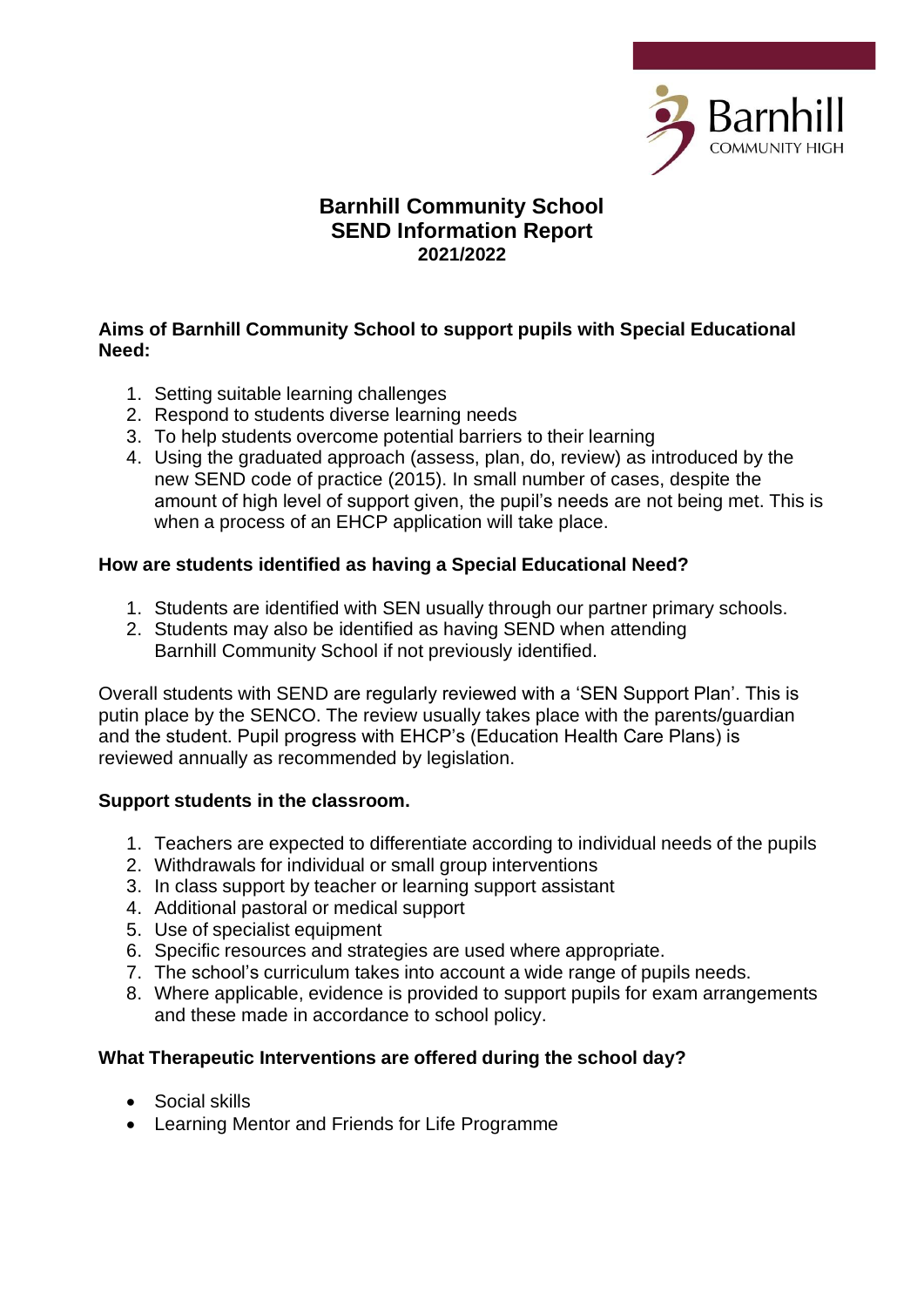# Barnhill Community School
## SEND Information Report
### 2021/2022

**Aims of Barnhill Community School to support pupils with Special Educational Need:**

1. Setting suitable learning challenges
2. Respond to students diverse learning needs
3. To help students overcome potential barriers to their learning
4. Using the graduated approach (assess, plan, do, review) as introduced by the new SEND code of practice (2015). In small number of cases, despite the amount of high level of support given, the pupil's needs are not being met. This is when a process of an EHCP application will take place.

**How are students identified as having a Special Educational Need?**

1. Students are identified with SEN usually through our partner primary schools.
2. Students may also be identified as having SEND when attending Barnhill Community School if not previously identified.

Overall students with SEND are regularly reviewed with a 'SEN Support Plan'. This is putin place by the SENCO. The review usually takes place with the parents/guardian and the student. Pupil progress with EHCP's (Education Health Care Plans) is reviewed annually as recommended by legislation.

**Support students in the classroom.**

1. Teachers are expected to differentiate according to individual needs of the pupils
2. Withdrawals for individual or small group interventions
3. In class support by teacher or learning support assistant
4. Additional pastoral or medical support
5. Use of specialist equipment
6. Specific resources and strategies are used where appropriate.
7. The school's curriculum takes into account a wide range of pupils needs.
8. Where applicable, evidence is provided to support pupils for exam arrangements and these made in accordance to school policy.

**What Therapeutic Interventions are offered during the school day?**

- Social skills
- Learning Mentor and Friends for Life Programme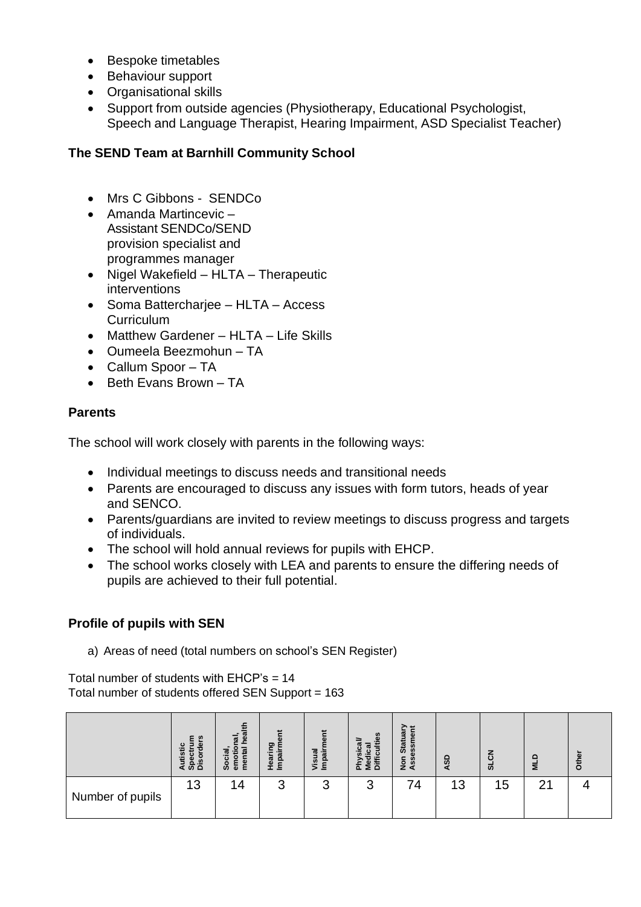- Bespoke timetables
- Behaviour support
- Organisational skills
- Support from outside agencies (Physiotherapy, Educational Psychologist, Speech and Language Therapist, Hearing Impairment, ASD Specialist Teacher)

### The SEND Team at Barnhill Community School

- Mrs C Gibbons - SENDCo
- Amanda Martincevic – Assistant SENDCo/SEND provision specialist and programmes manager
- Nigel Wakefield – HLTA – Therapeutic interventions
- Soma Battercharjee – HLTA – Access Curriculum
- Matthew Gardener – HLTA – Life Skills
- Oumeela Beezmohun – TA
- Callum Spoor – TA
- Beth Evans Brown – TA

### Parents

The school will work closely with parents in the following ways:

- Individual meetings to discuss needs and transitional needs
- Parents are encouraged to discuss any issues with form tutors, heads of year and SENCO.
- Parents/guardians are invited to review meetings to discuss progress and targets of individuals.
- The school will hold annual reviews for pupils with EHCP.
- The school works closely with LEA and parents to ensure the differing needs of pupils are achieved to their full potential.

### Profile of pupils with SEN

a) Areas of need (total numbers on school's SEN Register)

Total number of students with EHCP's = 14
Total number of students offered SEN Support = 163

| | Autistic Spectrum Disorders | Social, emotional, mental health | Hearing Impairment | Visual Impairment | Physical/ Medical Difficulties | Non Statuary Assessment | ASD | SLCN | MLD | Other |
|---|---|---|---|---|---|---|---|---|---|---|
| Number of pupils | 13 | 14 | 3 | 3 | 3 | 74 | 13 | 15 | 21 | 4 |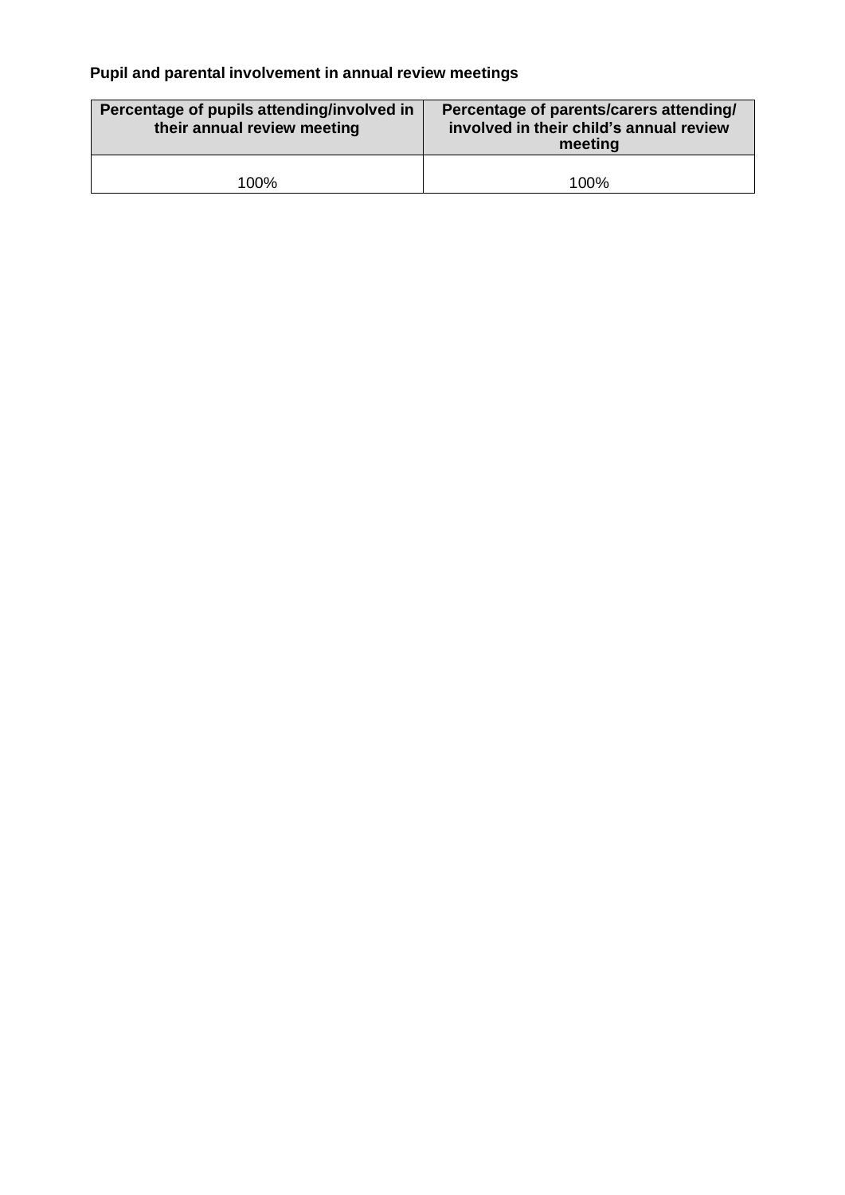**Pupil and parental involvement in annual review meetings**

| Percentage of pupils attending/involved in their annual review meeting | Percentage of parents/carers attending/ involved in their child's annual review meeting |
|---|---|
| 100% | 100% |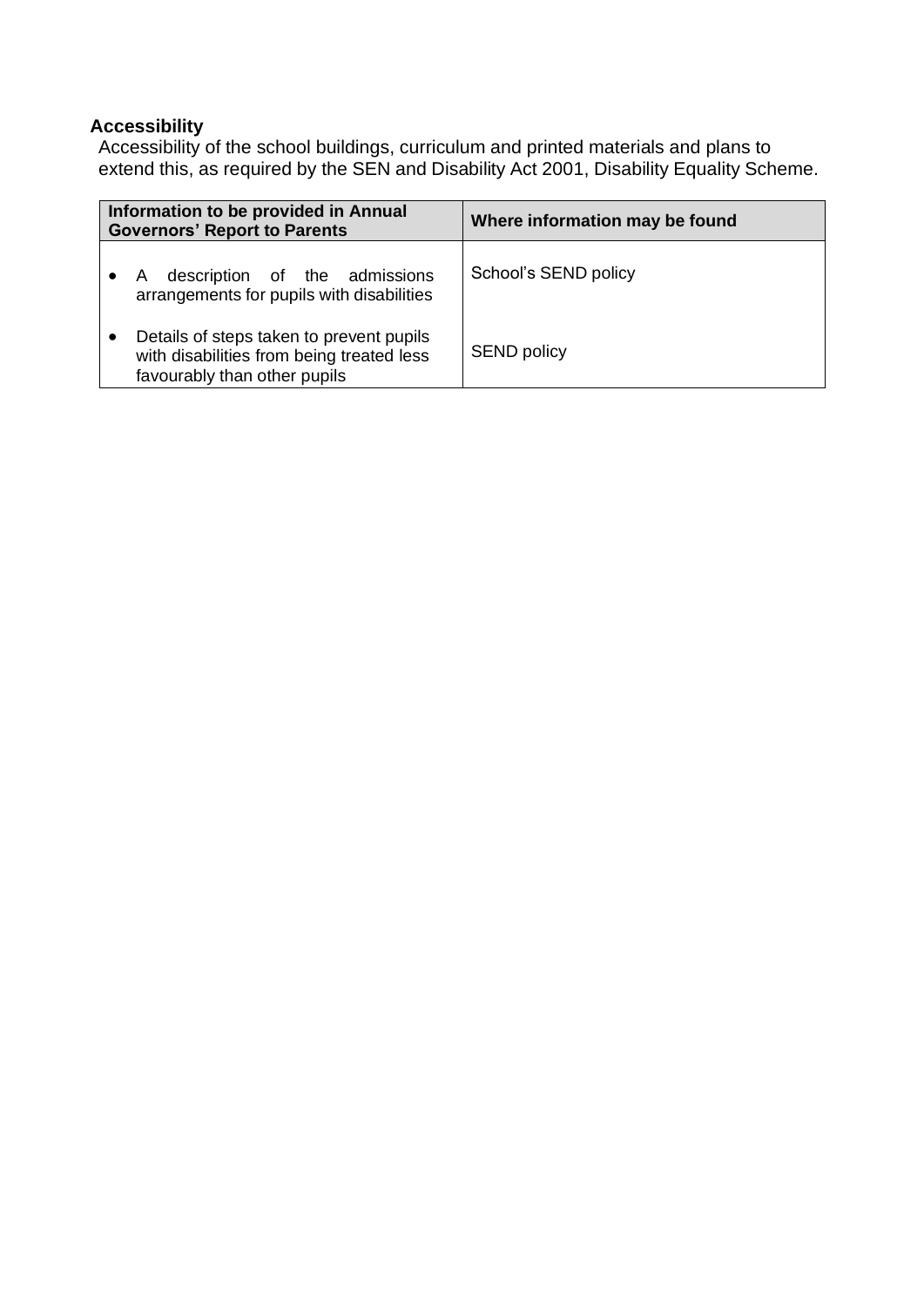**Accessibility**

Accessibility of the school buildings, curriculum and printed materials and plans to extend this, as required by the SEN and Disability Act 2001, Disability Equality Scheme.

| Information to be provided in Annual Governors' Report to Parents | Where information may be found |
|---|---|
| • A description of the admissions arrangements for pupils with disabilities | School's SEND policy |
| • Details of steps taken to prevent pupils with disabilities from being treated less favourably than other pupils | SEND policy |